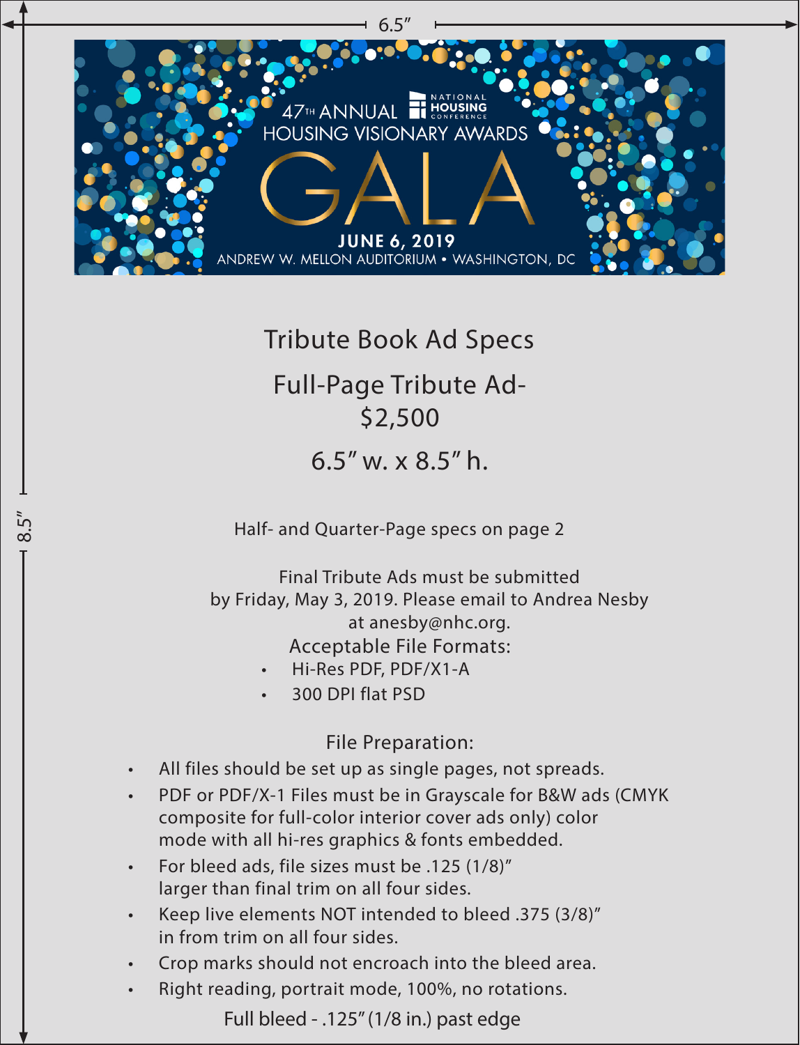6.5″

8.5″

47TH ANNUAL HOUSING VISIONARY AWARDS

NATIONAL HOUSING CONFERENCE

# GALA

**JUNE 6, 2019**

ANDREW W. MELLON AUDITORIUM • WASHINGTON, DC

## Tribute Book Ad Specs

## Full-Page Tribute Ad- $2,500

## 6.5″ w. x 8.5″ h.

Half- and Quarter-Page specs on page 2

Final Tribute Ads must be submitted by Friday, May 3, 2019. Please email to Andrea Nesby at anesby@nhc.org.

Acceptable File Formats:

- Hi-Res PDF, PDF/X1-A
- 300 DPI flat PSD

File Preparation:

- All files should be set up as single pages, not spreads.
- PDF or PDF/X-1 Files must be in Grayscale for B&W ads (CMYK composite for full-color interior cover ads only) color mode with all hi-res graphics & fonts embedded.
- For bleed ads, file sizes must be .125 (1/8)″ larger than final trim on all four sides.
- Keep live elements NOT intended to bleed .375 (3/8)″ in from trim on all four sides.
- Crop marks should not encroach into the bleed area.
- Right reading, portrait mode, 100%, no rotations.

Full bleed - .125″ (1/8 in.) past edge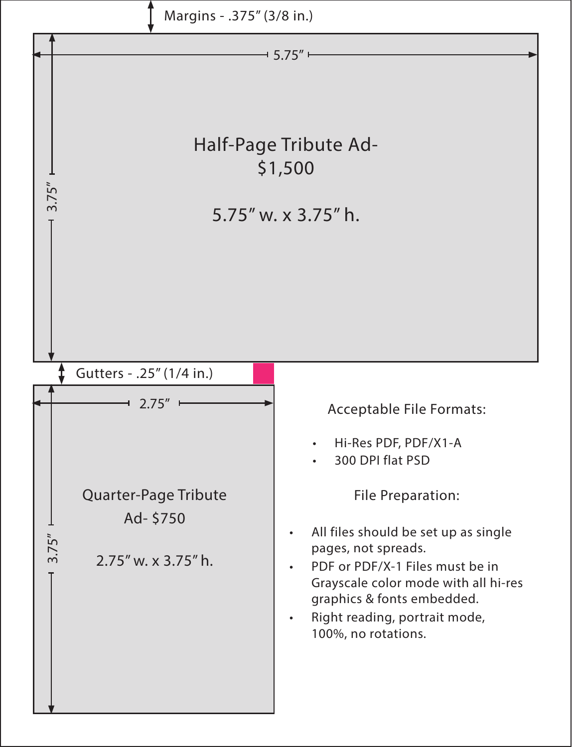Margins - .375" (3/8 in.)

5.75"

3.75"

Half-Page Tribute Ad- $1,500

5.75" w. x 3.75" h.

Gutters - .25" (1/4 in.)

2.75"

3.75"

Quarter-Page Tribute Ad- $750

2.75" w. x 3.75" h.

Acceptable File Formats:

- Hi-Res PDF, PDF/X1-A
- 300 DPI flat PSD

File Preparation:

- All files should be set up as single pages, not spreads.
- PDF or PDF/X-1 Files must be in Grayscale color mode with all hi-res graphics & fonts embedded.
- Right reading, portrait mode, 100%, no rotations.